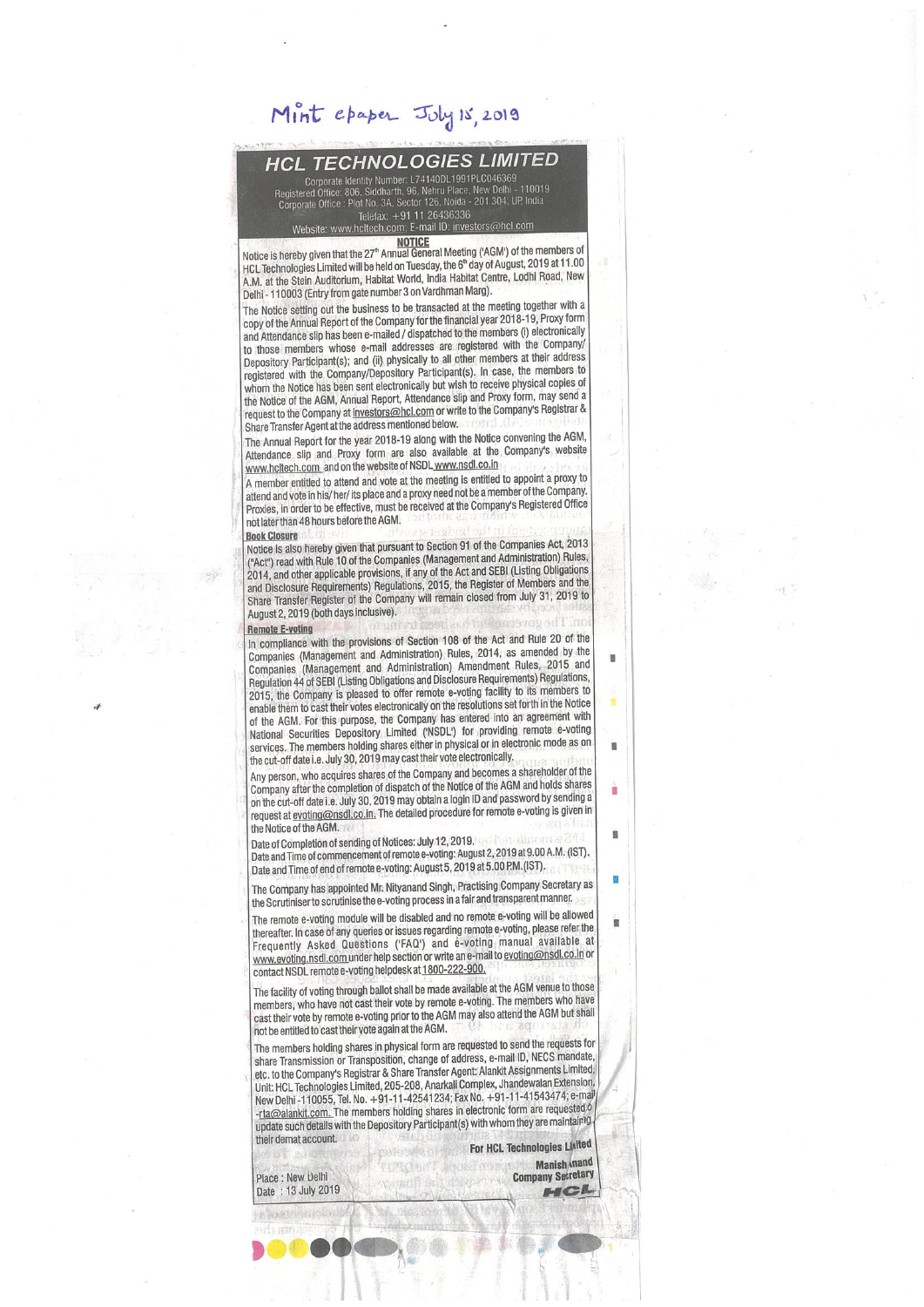Mint epaper July 15, 2019

# HCL TECHNOLOGIES LIMITED

Corporate Identity Number: L74140DL1991PLC046369
Registered Office: 806, Siddharth, 96, Nehru Place, New Delhi - 110019
Corporate Office : Plot No. 3A, Sector 126, Noida - 201 304, UP, India
Telefax: +91 11 26436336
Website: www.hcltech.com; E-mail ID: investors@hcl.com

## NOTICE

Notice is hereby given that the 27th Annual General Meeting ('AGM') of the members of HCL Technologies Limited will be held on Tuesday, the 6th day of August, 2019 at 11.00 A.M. at the Stein Auditorium, Habitat World, India Habitat Centre, Lodhi Road, New Delhi - 110003 (Entry from gate number 3 on Vardhman Marg).

The Notice setting out the business to be transacted at the meeting together with a copy of the Annual Report of the Company for the financial year 2018-19, Proxy form and Attendance slip has been e-mailed / dispatched to the members (i) electronically to those members whose e-mail addresses are registered with the Company/ Depository Participant(s); and (ii) physically to all other members at their address registered with the Company/Depository Participant(s). In case, the members to whom the Notice has been sent electronically but wish to receive physical copies of the Notice of the AGM, Annual Report, Attendance slip and Proxy form, may send a request to the Company at investors@hcl.com or write to the Company's Registrar & Share Transfer Agent at the address mentioned below.

The Annual Report for the year 2018-19 along with the Notice convening the AGM, Attendance slip and Proxy form are also available at the Company's website www.hcltech.com and on the website of NSDL www.nsdl.co.in

A member entitled to attend and vote at the meeting is entitled to appoint a proxy to attend and vote in his/ her/ its place and a proxy need not be a member of the Company. Proxies, in order to be effective, must be received at the Company's Registered Office not later than 48 hours before the AGM.

**Book Closure**

Notice is also hereby given that pursuant to Section 91 of the Companies Act, 2013 ("Act") read with Rule 10 of the Companies (Management and Administration) Rules, 2014, and other applicable provisions, if any of the Act and SEBI (Listing Obligations and Disclosure Requirements) Regulations, 2015, the Register of Members and the Share Transfer Register of the Company will remain closed from July 31, 2019 to August 2, 2019 (both days inclusive).

**Remote E-voting**

In compliance with the provisions of Section 108 of the Act and Rule 20 of the Companies (Management and Administration) Rules, 2014, as amended by the Companies (Management and Administration) Amendment Rules, 2015 and Regulation 44 of SEBI (Listing Obligations and Disclosure Requirements) Regulations, 2015, the Company is pleased to offer remote e-voting facility to its members to enable them to cast their votes electronically on the resolutions set forth in the Notice of the AGM. For this purpose, the Company has entered into an agreement with National Securities Depository Limited ('NSDL') for providing remote e-voting services. The members holding shares either in physical or in electronic mode as on the cut-off date i.e. July 30, 2019 may cast their vote electronically.

Any person, who acquires shares of the Company and becomes a shareholder of the Company after the completion of dispatch of the Notice of the AGM and holds shares on the cut-off date i.e. July 30, 2019 may obtain a login ID and password by sending a request at evoting@nsdl.co.in. The detailed procedure for remote e-voting is given in the Notice of the AGM.

Date of Completion of sending of Notices: July 12, 2019.
Date and Time of commencement of remote e-voting: August 2, 2019 at 9.00 A.M. (IST).
Date and Time of end of remote e-voting: August 5, 2019 at 5.00 P.M. (IST).

The Company has appointed Mr. Nityanand Singh, Practising Company Secretary as the Scrutiniser to scrutinise the e-voting process in a fair and transparent manner.

The remote e-voting module will be disabled and no remote e-voting will be allowed thereafter. In case of any queries or issues regarding remote e-voting, please refer the Frequently Asked Questions ('FAQ') and e-voting manual available at www.evoting.nsdl.com under help section or write an e-mail to evoting@nsdl.co.in or contact NSDL remote e-voting helpdesk at 1800-222-990.

The facility of voting through ballot shall be made available at the AGM venue to those members, who have not cast their vote by remote e-voting. The members who have cast their vote by remote e-voting prior to the AGM may also attend the AGM but shall not be entitled to cast their vote again at the AGM.

The members holding shares in physical form are requested to send the requests for share Transmission or Transposition, change of address, e-mail ID, NECS mandate, etc. to the Company's Registrar & Share Transfer Agent: Alankit Assignments Limited, Unit: HCL Technologies Limited, 205-208, Anarkali Complex, Jhandewalan Extension, New Delhi -110055, Tel. No. +91-11-42541234; Fax No. +91-11-41543474; e-mail -rta@alankit.com. The members holding shares in electronic form are requested to update such details with the Depository Participant(s) with whom they are maintaining their demat account.

For HCL Technologies Limited

Manish Anand
Company Secretary

Place : New Delhi
Date : 13 July 2019

HCL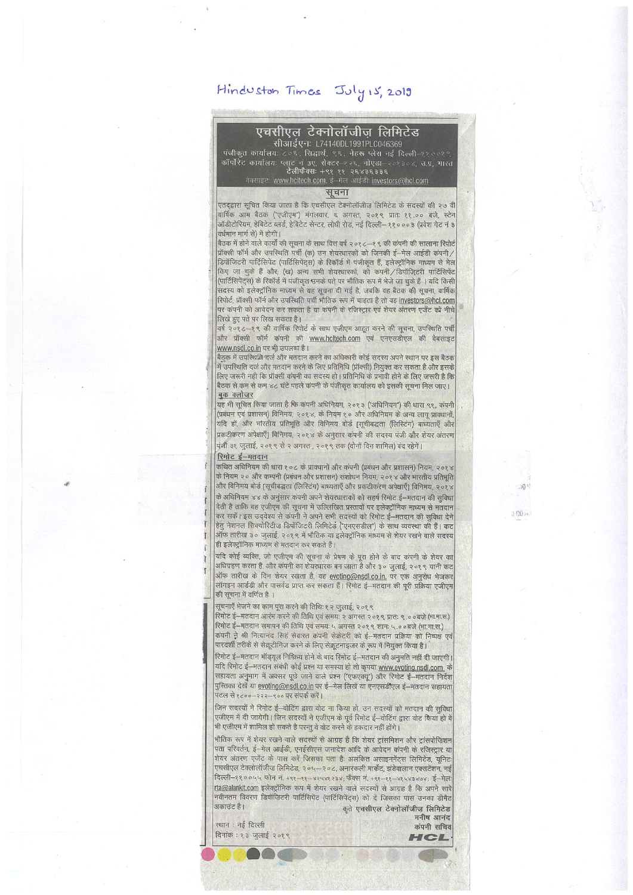Hindustan Times July 15, 2019

# एचसीएल टेक्नोलॉजीज़ लिमिटेड

सीआईएनः L74140DL1991PLC046369

पंजीकृत कार्यालयः ८०६, सिद्धार्थ, ९६, नेहरू प्लेस नई दिल्ली–११००१९

कॉर्पोरेट कार्यालयः प्लाट नं ३ए, सेक्टर–१२६, नोएडा–२०१३०४, उ.प्र. भारत

टेलीफैक्सः +९१ ११ २६४३६३३६

वेबसाइटः www.hcltech.com, ई–मेल आईडीः investors@hcl.com

## सूचना

एतद्द्वारा सूचित किया जाता है कि एचसीएल टेक्नोलॉजीज़ लिमिटेड के सदस्यों की २७ वीं वार्षिक आम बैठक ("एजीएम") मंगलवार, ६ अगस्त, २०१९ प्रातः ११.०० बजे, स्टेन ऑडीटोरियम, हेबिटेट वर्ल्ड, हेबिटेट सेन्टर, लोधी रोड, नई दिल्ली– ११०००३ (प्रवेश गेट नं ३ वर्धमान मार्ग से) में होगी।

बैठक में होने वाले कार्यों की सूचना के साथ वित्त वर्ष २०१८–१९ की कंपनी की सालाना रिपोर्ट प्रॉक्सी फॉर्म और उपस्थिति पर्ची (क) उन शेयरधारकों को जिनकी ई–मेल आईडी कंपनी/डिपॉजिटरी पार्टिसिपेंट (पार्टिसिपेंट्स) के रिकॉर्ड में पंजीकृत हैं, इलेक्ट्रॉनिक माध्यम से मेल किए जा चुके हैं और; (ख) अन्य सभी शेयरधारकों, को कंपनी/डिपॉजिटरी पार्टिसिपेंट (पार्टिसिपेंट्स) के रिकॉर्ड में पंजीकृत उनके पते पर भौतिक रूप में भेजे जा चुके हैं। यदि किसी सदस्य को इलेक्ट्रॉनिक माध्यम से यह सूचना दी गई है, जबकि वह बैठक की सूचना, वार्षिक रिपोर्ट, प्रॉक्सी फॉर्म और उपस्थिति पर्ची भौतिक रूप में चाहता है तो वह investors@hcl.com पर कंपनी को आवेदन कर सकता है या कंपनी के रजिस्ट्रार एवं शेयर अंतरण एजेंट को नीचे लिखे हुए पते पर लिख सकता है।

वर्ष २०१८–१९ की वार्षिक रिपोर्ट के साथ एजीएम आहूत करने की सूचना, उपस्थिति पर्ची और प्रॉक्सी फॉर्म कंपनी की www.hcltech.com एवं एनएसडीएल की वेबसाइट www.nsdl.co.in पर भी उपलब्ध है।

बैठक में उपस्थिति दर्ज और मतदान करने का अधिकारी कोई सदस्य अपने स्थान पर इस बैठक में उपस्थिति दर्ज और मतदान करने के लिए प्रतिनिधि (प्रॉक्सी) नियुक्त कर सकता है और इसके लिए जरूरी नहीं कि प्रॉक्सी कंपनी का सदस्य हो। प्रतिनिधि के प्रभावी होने के लिए जरूरी है कि बैठक से कम से कम ४८ घंटे पहले कंपनी के पंजीकृत कार्यालय को इसकी सूचना मिल जाए।

**बुक क्लोजर**

यह भी सूचित किया जाता है कि कंपनी अधिनियम, २०१३ ("अधिनियम") की धारा ९१, कंपनी (प्रबंधन एवं प्रशासन) विनियम, २०१४, के नियम १० और अधिनियम के अन्य लागू प्रावधानों, यदि हों, और भारतीय प्रतिभूति और विनिमय बोर्ड [सूचीबद्धता (लिस्टिंग) बाध्यताएँ और प्रकटीकरण अपेक्षाएँ] विनियम, २०१४ के अनुसार कंपनी की सदस्य पंजी और शेयर अंतरण पंजी ३१ जुलाई, २०१९ से २ अगस्त, २०१९ तक (दोनों दिन शामिल) बंद रहेंगें।

**रिमोट ई–मतदान**

कथित अधिनियम की धारा १०८ के प्रावधानों और कंपनी (प्रबंधन और प्रशासन) नियम, २०१४ के नियम २० और कम्पनी (प्रबंधन और प्रशासन) संशोधन नियम, २०१४ और भारतीय प्रतिभूति और विनिमय बोर्ड [सूचीबद्धता (लिस्टिंग) बाध्यताएँ और प्रकटीकरण अपेक्षाएँ] विनियम, २०१४ के अधिनियम ४४ के अनुसार कंपनी अपने शेयरधारकों को सहर्ष रिमोट ई–मतदान की सुविधा देती है ताकि वह एजीएम की सूचना में उल्लिखित प्रस्तावों पर इलेक्ट्रॉनिक माध्यम से मतदान कर सकें। इस उद्देश्य से कंपनी ने अपने सभी सदस्यों को रिमोट ई–मतदान की सुविधा देने हेतु नेशनल सिक्योरिटीज़ डिपॉजिटरी लिमिटेड ("एनएसडीएल") के साथ व्यवस्था की हैं। कट ऑफ तारीख ३० जुलाई, २०१९ में भौतिक या इलेक्ट्रॉनिक माध्यम से शेयर रखने वाले सदस्य ही इलेक्ट्रॉनिक माध्यम से मतदान कर सकते हैं।

यदि कोई व्यक्ति, जो एजीएम की सूचना के प्रेषण के पूरा होने के बाद कंपनी के शेयर का अधिग्रहण करता है और कंपनी का शेयरधारक बन जाता है और ३० जुलाई, २०१९ यानी कट ऑफ तारीख के दिन शेयर रखता है, वह evoting@nsdl.co.in. पर एक अनुरोध भेजकर लॉगइन आईडी और पासवर्ड प्राप्त कर सकता हैं। रिमोट ई–मतदान की पूरी प्रक्रिया एजीएम की सूचना में वर्णित है।

सूचनाएँ भेजने का काम पूरा करने की तिथिः १२ जुलाई, २०१९

रिमोट ई–मतदान आरंभ करने की तिथि एवं समयः २ अगस्त २०१९ प्रातः ९.००बजे (भा.मा.स.)

रिमोट ई–मतदान समापन की तिथि एवं समयः ५ अगस्त २०१९ शामः ५.००बजे (भा.मा.स.)

कंपनी ने श्री नित्यानंद सिंह सेवारत कंपनी सेक्रेटरी को ई–मतदान प्रक्रिया को निष्पक्ष एवं पारदर्शी तरीके से सेक्रूटीनाइज करने के लिए सेक्रूटनाइज़र के रूप में नियुक्त किया है।

रिमोट ई–मतदान मॉड्यूल निष्क्रिय होने के बाद रिमोट ई–मतदान की अनुमति नहीं दी जाएगी। यदि रिमोट ई–मतदान संबंधी कोई प्रश्न या समस्या हो तो कृपया www.evoting.nsdl.com. के सहायता अनुभाग में अक्सर पूछे जाने वाले प्रश्न ("एफएक्यू") और रिमोट ई–मतदान निर्देश पुस्तिका देखें या evoting@nsdl.co.in पर ई–मेल लिखें या एनएसडीएल ई–मतदान सहायता पटल से १८००–२२२–९९० पर संपर्क करें।

जिन सदस्यों ने रिमोट ई–वोटिंग द्वारा वोट ना किया हो, उन सदस्यों को मतदान की सुविधा एजीएम में दी जायेगी। जिन सदस्यों ने एजीएम के पूर्व रिमोट ई–वोटिंग द्वारा वोट किया हो वे भी एजीएम में शामिल हो सकते है परन्तु वे वोट करने के हकदार नहीं होंगे।

भौतिक रूप में शेयर रखने वाले सदस्यों से आग्रह है कि शेयर ट्रांसमिशन और ट्रांसपोजिशन पता परिवर्तन, ई–मेल आईडी, एनईसीएस जनादेश आदि के आवेदन कंपनी के रजिस्ट्रार या शेयर अंतरण एजेंट के पास करें जिसका पता हैः अलंकित असाइनमेंट्स लिमिटेड, यूनिटः एचसीएल टेक्नोलॉजीज़ लिमिटेड, २०५–२०८, अनारकली मार्केट, झंडेवालान एक्सटेंशन, नई दिल्ली–११००५५ फोन नं. +९१–११–४२५४१२३४; फैक्स नं. +९१–११–४१५४३४७४; ई–मेलः rta@alankit.com इलेक्ट्रॉनिक रूप में शेयर रखने वाले सदस्यों से आग्रह है कि अपने सारे नवीनतम विवरण डिपॉज़िटरी पार्टिसिपेंट (पार्टिसिपेंट्स) को दें जिसका पास उनका डीमैट अकाउंट है।

कृते एचसीएल टेक्नोलॉजीज़ लिमिटेड

मनीष आनंद

कंपनी सचिव

स्थान : नई दिल्ली

दिनांक : १३ जुलाई २०१९

HCL